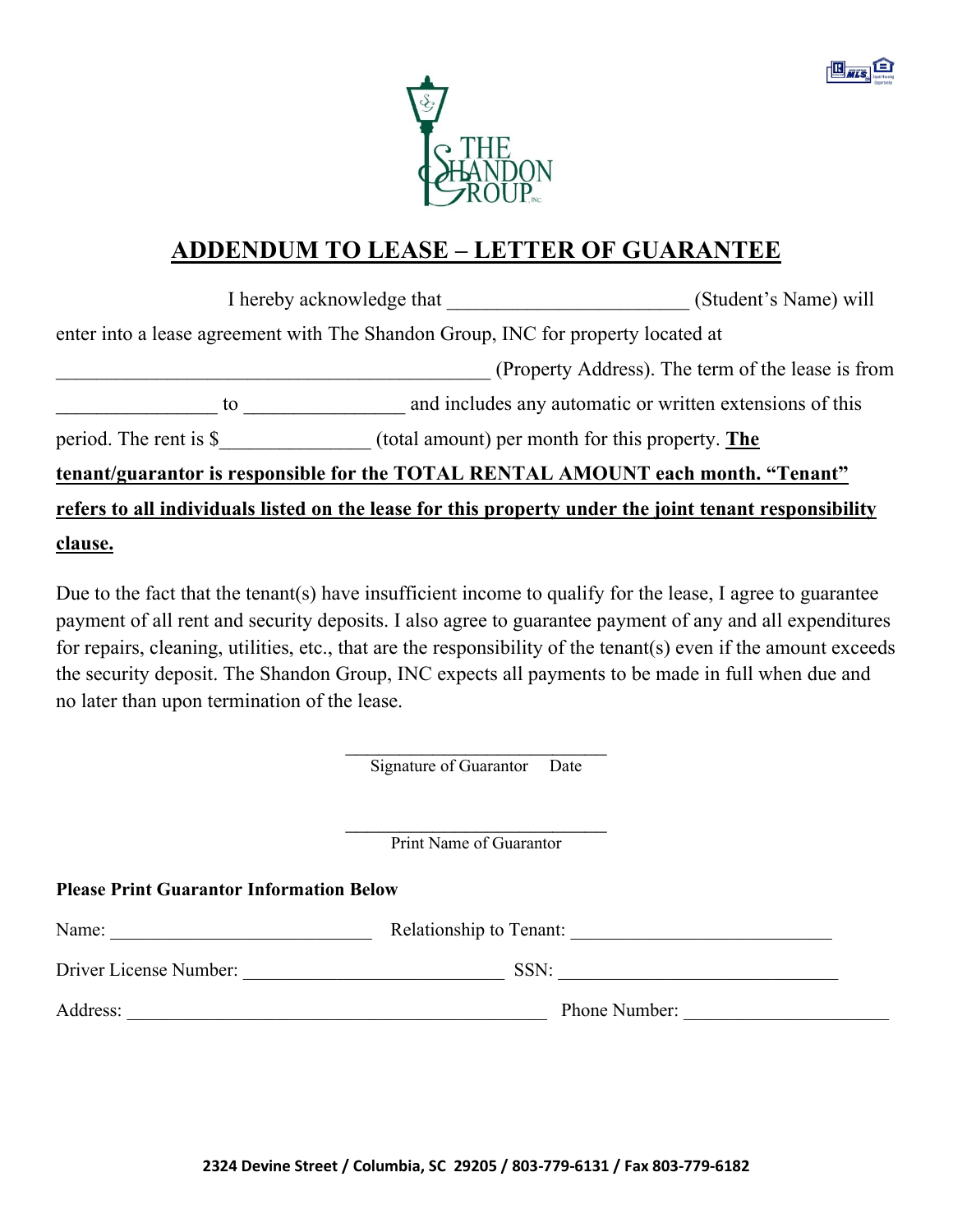THE SHANDON GROUP, INC

# ADDENDUM TO LEASE – LETTER OF GUARANTEE

I hereby acknowledge that ________________________ (Student's Name) will enter into a lease agreement with The Shandon Group, INC for property located at ___________________________________________ (Property Address). The term of the lease is from ________________ to ________________ and includes any automatic or written extensions of this period. The rent is $_______________ (total amount) per month for this property. **The tenant/guarantor is responsible for the TOTAL RENTAL AMOUNT each month. "Tenant" refers to all individuals listed on the lease for this property under the joint tenant responsibility clause.**

Due to the fact that the tenant(s) have insufficient income to qualify for the lease, I agree to guarantee payment of all rent and security deposits. I also agree to guarantee payment of any and all expenditures for repairs, cleaning, utilities, etc., that are the responsibility of the tenant(s) even if the amount exceeds the security deposit. The Shandon Group, INC expects all payments to be made in full when due and no later than upon termination of the lease.

_____________________________
Signature of Guarantor     Date

_____________________________
Print Name of Guarantor

**Please Print Guarantor Information Below**

Name: ___________________________ Relationship to Tenant: ___________________________

Driver License Number: ___________________________ SSN: ______________________________

Address: _____________________________________________ Phone Number: _____________________

**2324 Devine Street / Columbia, SC 29205 / 803-779-6131 / Fax 803-779-6182**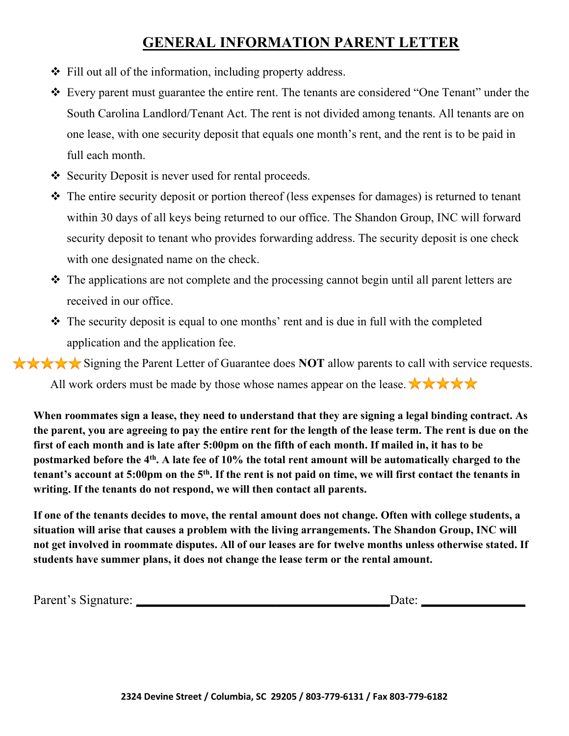# GENERAL INFORMATION PARENT LETTER

- Fill out all of the information, including property address.
- Every parent must guarantee the entire rent. The tenants are considered "One Tenant" under the South Carolina Landlord/Tenant Act. The rent is not divided among tenants. All tenants are on one lease, with one security deposit that equals one month's rent, and the rent is to be paid in full each month.
- Security Deposit is never used for rental proceeds.
- The entire security deposit or portion thereof (less expenses for damages) is returned to tenant within 30 days of all keys being returned to our office. The Shandon Group, INC will forward security deposit to tenant who provides forwarding address. The security deposit is one check with one designated name on the check.
- The applications are not complete and the processing cannot begin until all parent letters are received in our office.
- The security deposit is equal to one months' rent and is due in full with the completed application and the application fee.

★★★★★ Signing the Parent Letter of Guarantee does **NOT** allow parents to call with service requests. All work orders must be made by those whose names appear on the lease. ★★★★★

**When roommates sign a lease, they need to understand that they are signing a legal binding contract. As the parent, you are agreeing to pay the entire rent for the length of the lease term. The rent is due on the first of each month and is late after 5:00pm on the fifth of each month. If mailed in, it has to be postmarked before the 4th. A late fee of 10% the total rent amount will be automatically charged to the tenant's account at 5:00pm on the 5th. If the rent is not paid on time, we will first contact the tenants in writing. If the tenants do not respond, we will then contact all parents.**

**If one of the tenants decides to move, the rental amount does not change. Often with college students, a situation will arise that causes a problem with the living arrangements. The Shandon Group, INC will not get involved in roommate disputes. All of our leases are for twelve months unless otherwise stated. If students have summer plans, it does not change the lease term or the rental amount.**

Parent's Signature: ______________________________ Date: ______________

2324 Devine Street / Columbia, SC 29205 / 803-779-6131 / Fax 803-779-6182